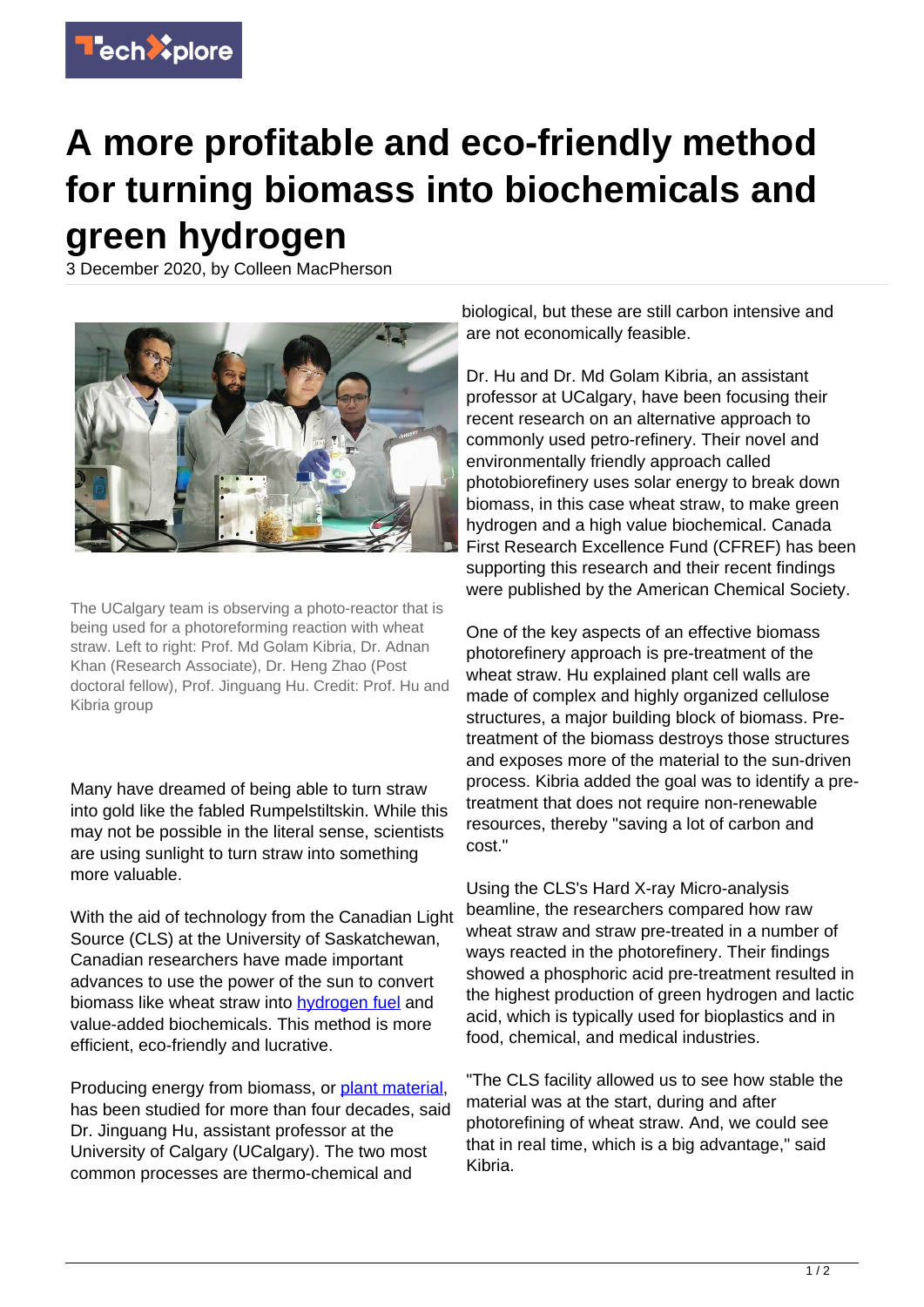# A more profitable and eco-friendly method for turning biomass into biochemicals and green hydrogen

3 December 2020, by Colleen MacPherson

The UCalgary team is observing a photo-reactor that is being used for a photoreforming reaction with wheat straw. Left to right: Prof. Md Golam Kibria, Dr. Adnan Khan (Research Associate), Dr. Heng Zhao (Post doctoral fellow), Prof. Jinguang Hu. Credit: Prof. Hu and Kibria group

Many have dreamed of being able to turn straw into gold like the fabled Rumpelstiltskin. While this may not be possible in the literal sense, scientists are using sunlight to turn straw into something more valuable.

With the aid of technology from the Canadian Light Source (CLS) at the University of Saskatchewan, Canadian researchers have made important advances to use the power of the sun to convert biomass like wheat straw into hydrogen fuel and value-added biochemicals. This method is more efficient, eco-friendly and lucrative.

Producing energy from biomass, or plant material, has been studied for more than four decades, said Dr. Jinguang Hu, assistant professor at the University of Calgary (UCalgary). The two most common processes are thermo-chemical and biological, but these are still carbon intensive and are not economically feasible.

Dr. Hu and Dr. Md Golam Kibria, an assistant professor at UCalgary, have been focusing their recent research on an alternative approach to commonly used petro-refinery. Their novel and environmentally friendly approach called photobiorefinery uses solar energy to break down biomass, in this case wheat straw, to make green hydrogen and a high value biochemical. Canada First Research Excellence Fund (CFREF) has been supporting this research and their recent findings were published by the American Chemical Society.

One of the key aspects of an effective biomass photorefinery approach is pre-treatment of the wheat straw. Hu explained plant cell walls are made of complex and highly organized cellulose structures, a major building block of biomass. Pre-treatment of the biomass destroys those structures and exposes more of the material to the sun-driven process. Kibria added the goal was to identify a pre-treatment that does not require non-renewable resources, thereby "saving a lot of carbon and cost."

Using the CLS's Hard X-ray Micro-analysis beamline, the researchers compared how raw wheat straw and straw pre-treated in a number of ways reacted in the photorefinery. Their findings showed a phosphoric acid pre-treatment resulted in the highest production of green hydrogen and lactic acid, which is typically used for bioplastics and in food, chemical, and medical industries.

"The CLS facility allowed us to see how stable the material was at the start, during and after photorefining of wheat straw. And, we could see that in real time, which is a big advantage," said Kibria.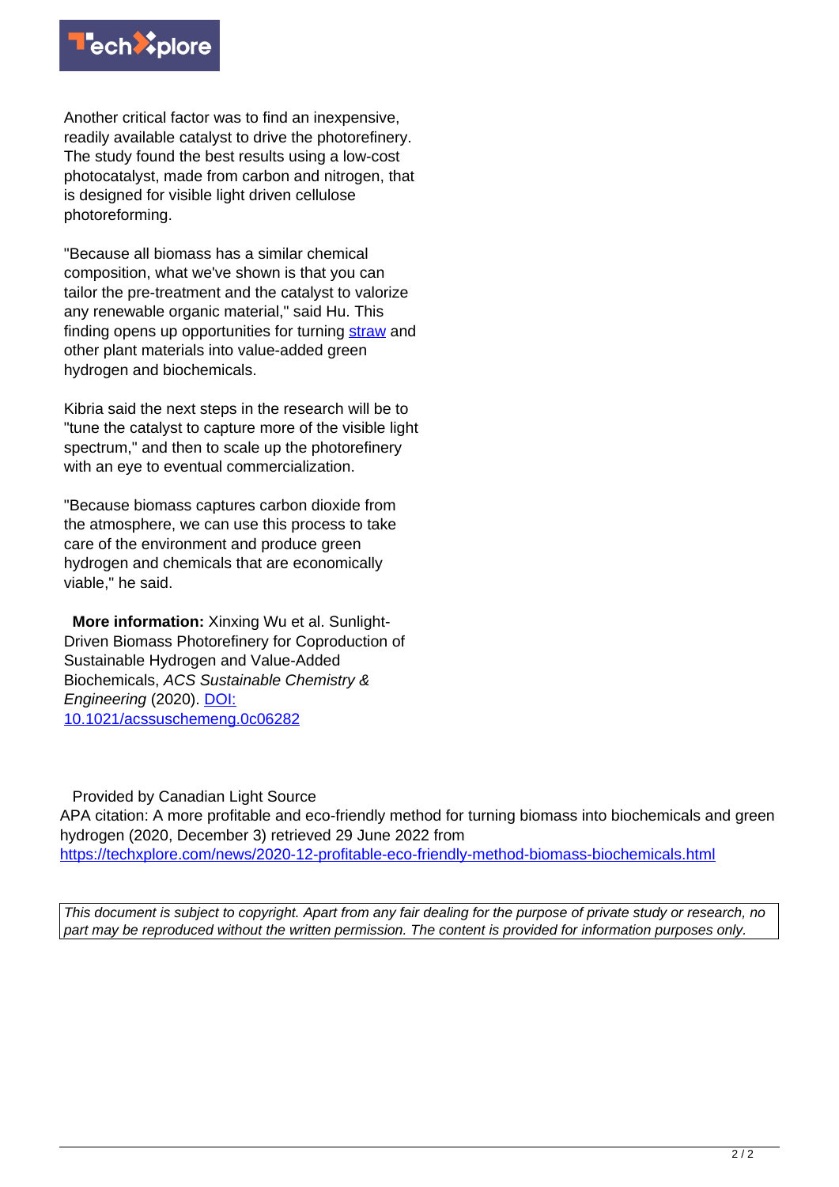Another critical factor was to find an inexpensive, readily available catalyst to drive the photorefinery. The study found the best results using a low-cost photocatalyst, made from carbon and nitrogen, that is designed for visible light driven cellulose photoreforming.

"Because all biomass has a similar chemical composition, what we've shown is that you can tailor the pre-treatment and the catalyst to valorize any renewable organic material," said Hu. This finding opens up opportunities for turning straw and other plant materials into value-added green hydrogen and biochemicals.

Kibria said the next steps in the research will be to "tune the catalyst to capture more of the visible light spectrum," and then to scale up the photorefinery with an eye to eventual commercialization.

"Because biomass captures carbon dioxide from the atmosphere, we can use this process to take care of the environment and produce green hydrogen and chemicals that are economically viable," he said.

**More information:** Xinxing Wu et al. Sunlight-Driven Biomass Photorefinery for Coproduction of Sustainable Hydrogen and Value-Added Biochemicals, *ACS Sustainable Chemistry & Engineering* (2020). DOI: 10.1021/acssuschemeng.0c06282

Provided by Canadian Light Source

APA citation: A more profitable and eco-friendly method for turning biomass into biochemicals and green hydrogen (2020, December 3) retrieved 29 June 2022 from https://techxplore.com/news/2020-12-profitable-eco-friendly-method-biomass-biochemicals.html

*This document is subject to copyright. Apart from any fair dealing for the purpose of private study or research, no part may be reproduced without the written permission. The content is provided for information purposes only.*